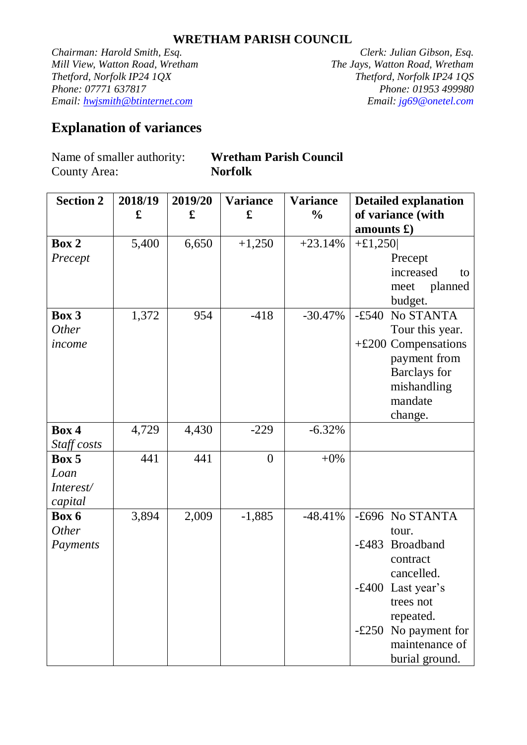# WRETHAM PARISH COUNCIL

*Chairman: Harold Smith, Esq.*
*Mill View, Watton Road, Wretham*
*Thetford, Norfolk IP24 1QX*
*Phone: 07771 637817*
*Email: hwjsmith@btinternet.com*

*Clerk: Julian Gibson, Esq.*
*The Jays, Watton Road, Wretham*
*Thetford, Norfolk IP24 1QS*
*Phone: 01953 499980*
*Email: jg69@onetel.com*

## Explanation of variances

Name of smaller authority: **Wretham Parish Council**
County Area: **Norfolk**

| Section 2 | 2018/19 £ | 2019/20 £ | Variance £ | Variance % | Detailed explanation of variance (with amounts £) |
|---|---|---|---|---|---|
| **Box 2** *Precept* | 5,400 | 6,650 | +1,250 | +23.14% | +£1,250 Precept increased to meet planned budget. |
| **Box 3** *Other income* | 1,372 | 954 | -418 | -30.47% | -£540 No STANTA Tour this year.<br>+£200 Compensations payment from Barclays for mishandling mandate change. |
| **Box 4** *Staff costs* | 4,729 | 4,430 | -229 | -6.32% | |
| **Box 5** *Loan Interest/ capital* | 441 | 441 | 0 | +0% | |
| **Box 6** *Other Payments* | 3,894 | 2,009 | -1,885 | -48.41% | -£696 No STANTA tour.<br>-£483 Broadband contract cancelled.<br>-£400 Last year's trees not repeated.<br>-£250 No payment for maintenance of burial ground. |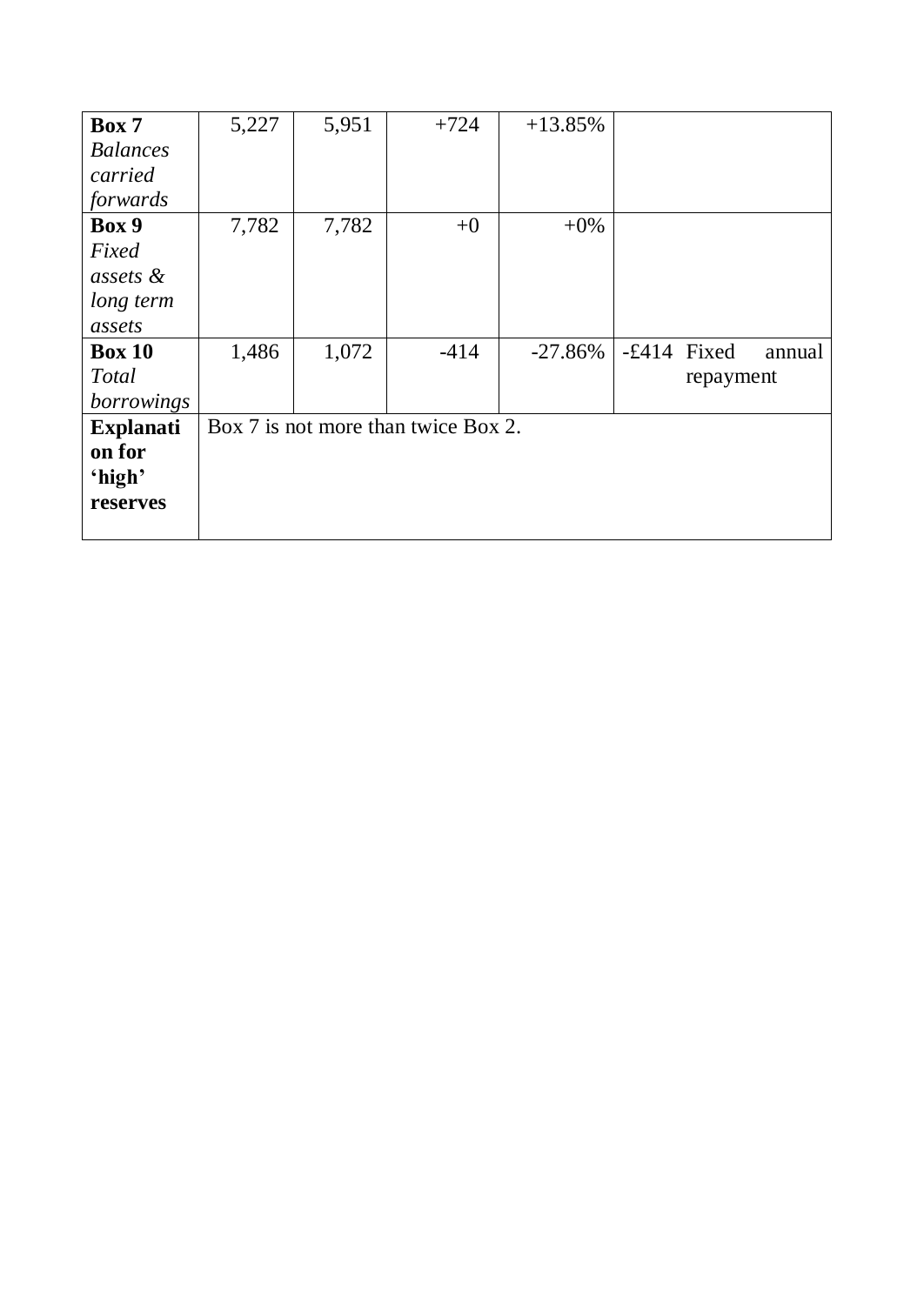| | | | | | |
|---|---|---|---|---|---|
| **Box 7** *Balances carried forwards* | 5,227 | 5,951 | +724 | +13.85% | |
| **Box 9** *Fixed assets & long term assets* | 7,782 | 7,782 | +0 | +0% | |
| **Box 10** *Total borrowings* | 1,486 | 1,072 | -414 | -27.86% | -£414 Fixed annual repayment |
| **Explanation for 'high' reserves** | Box 7 is not more than twice Box 2. | | | | |